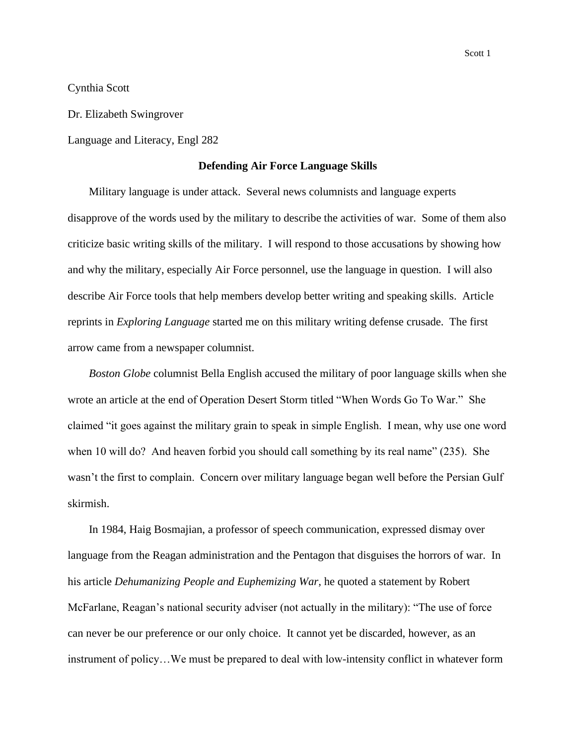Cynthia Scott

Dr. Elizabeth Swingrover

Language and Literacy, Engl 282

**Defending Air Force Language Skills**

Military language is under attack. Several news columnists and language experts disapprove of the words used by the military to describe the activities of war. Some of them also criticize basic writing skills of the military. I will respond to those accusations by showing how and why the military, especially Air Force personnel, use the language in question. I will also describe Air Force tools that help members develop better writing and speaking skills. Article reprints in *Exploring Language* started me on this military writing defense crusade. The first arrow came from a newspaper columnist.

*Boston Globe* columnist Bella English accused the military of poor language skills when she wrote an article at the end of Operation Desert Storm titled "When Words Go To War." She claimed "it goes against the military grain to speak in simple English. I mean, why use one word when 10 will do? And heaven forbid you should call something by its real name" (235). She wasn't the first to complain. Concern over military language began well before the Persian Gulf skirmish.

In 1984, Haig Bosmajian, a professor of speech communication, expressed dismay over language from the Reagan administration and the Pentagon that disguises the horrors of war. In his article *Dehumanizing People and Euphemizing War,* he quoted a statement by Robert McFarlane, Reagan's national security adviser (not actually in the military): "The use of force can never be our preference or our only choice. It cannot yet be discarded, however, as an instrument of policy…We must be prepared to deal with low-intensity conflict in whatever form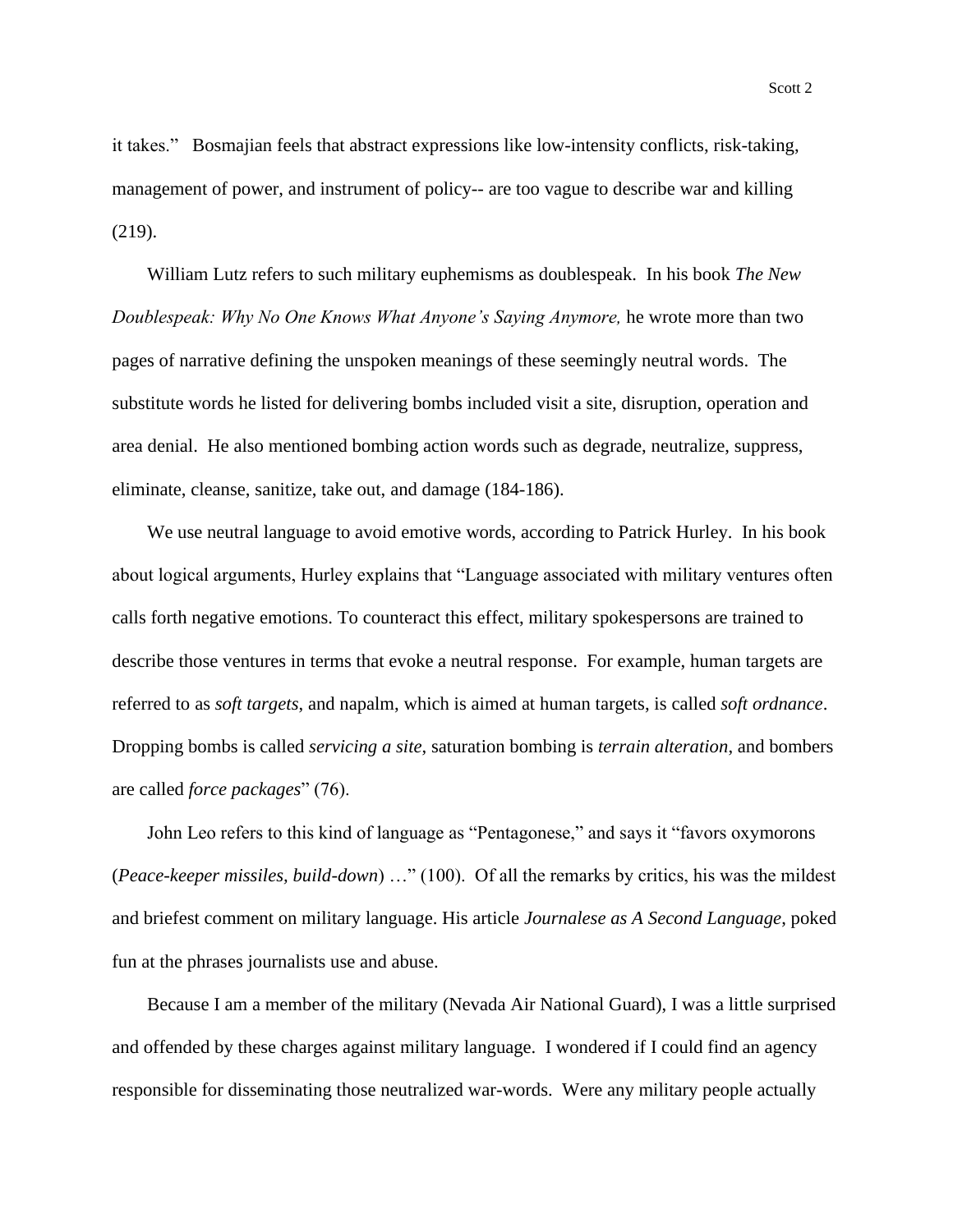it takes." Bosmajian feels that abstract expressions like low-intensity conflicts, risk-taking, management of power, and instrument of policy-- are too vague to describe war and killing (219).

William Lutz refers to such military euphemisms as doublespeak. In his book *The New Doublespeak: Why No One Knows What Anyone's Saying Anymore,* he wrote more than two pages of narrative defining the unspoken meanings of these seemingly neutral words. The substitute words he listed for delivering bombs included visit a site, disruption, operation and area denial. He also mentioned bombing action words such as degrade, neutralize, suppress, eliminate, cleanse, sanitize, take out, and damage (184-186).

We use neutral language to avoid emotive words, according to Patrick Hurley. In his book about logical arguments, Hurley explains that "Language associated with military ventures often calls forth negative emotions. To counteract this effect, military spokespersons are trained to describe those ventures in terms that evoke a neutral response. For example, human targets are referred to as *soft targets*, and napalm, which is aimed at human targets, is called *soft ordnance*. Dropping bombs is called *servicing a site*, saturation bombing is *terrain alteration*, and bombers are called *force packages*" (76).

John Leo refers to this kind of language as "Pentagonese," and says it "favors oxymorons (*Peace-keeper missiles, build-down*) …" (100). Of all the remarks by critics, his was the mildest and briefest comment on military language. His article *Journalese as A Second Language*, poked fun at the phrases journalists use and abuse.

Because I am a member of the military (Nevada Air National Guard), I was a little surprised and offended by these charges against military language. I wondered if I could find an agency responsible for disseminating those neutralized war-words. Were any military people actually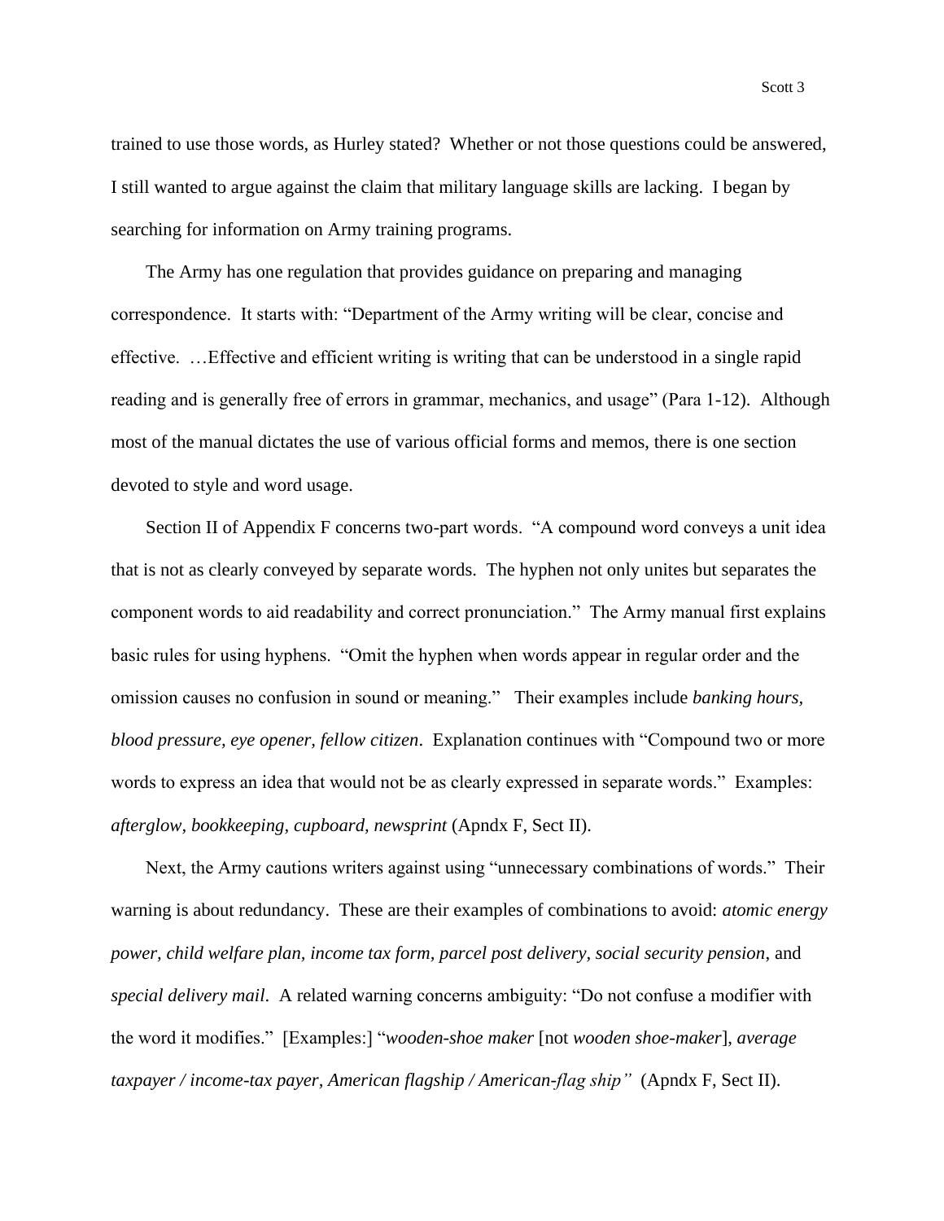trained to use those words, as Hurley stated? Whether or not those questions could be answered, I still wanted to argue against the claim that military language skills are lacking. I began by searching for information on Army training programs.

The Army has one regulation that provides guidance on preparing and managing correspondence. It starts with: "Department of the Army writing will be clear, concise and effective. …Effective and efficient writing is writing that can be understood in a single rapid reading and is generally free of errors in grammar, mechanics, and usage" (Para 1-12). Although most of the manual dictates the use of various official forms and memos, there is one section devoted to style and word usage.

Section II of Appendix F concerns two-part words. "A compound word conveys a unit idea that is not as clearly conveyed by separate words. The hyphen not only unites but separates the component words to aid readability and correct pronunciation." The Army manual first explains basic rules for using hyphens. "Omit the hyphen when words appear in regular order and the omission causes no confusion in sound or meaning." Their examples include *banking hours, blood pressure, eye opener, fellow citizen*. Explanation continues with "Compound two or more words to express an idea that would not be as clearly expressed in separate words." Examples: *afterglow, bookkeeping, cupboard, newsprint* (Apndx F, Sect II).

Next, the Army cautions writers against using "unnecessary combinations of words." Their warning is about redundancy. These are their examples of combinations to avoid: *atomic energy power, child welfare plan, income tax form, parcel post delivery, social security pension*, and *special delivery mail*. A related warning concerns ambiguity: "Do not confuse a modifier with the word it modifies." [Examples:] "*wooden-shoe maker* [not *wooden shoe-maker*], *average taxpayer / income-tax payer, American flagship / American-flag ship"* (Apndx F, Sect II).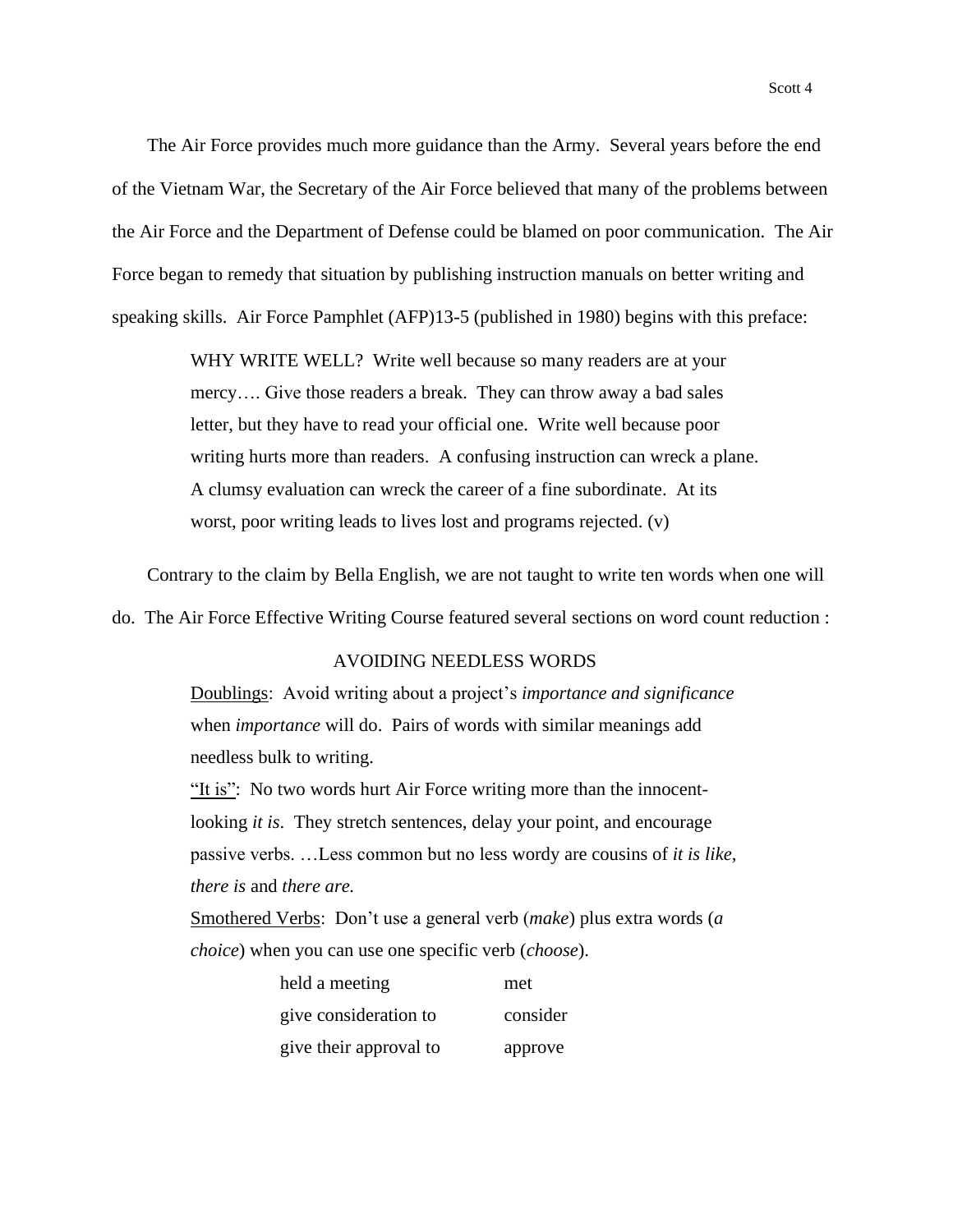The Air Force provides much more guidance than the Army. Several years before the end of the Vietnam War, the Secretary of the Air Force believed that many of the problems between the Air Force and the Department of Defense could be blamed on poor communication. The Air Force began to remedy that situation by publishing instruction manuals on better writing and speaking skills. Air Force Pamphlet (AFP)13-5 (published in 1980) begins with this preface:

> WHY WRITE WELL? Write well because so many readers are at your mercy…. Give those readers a break. They can throw away a bad sales letter, but they have to read your official one. Write well because poor writing hurts more than readers. A confusing instruction can wreck a plane. A clumsy evaluation can wreck the career of a fine subordinate. At its worst, poor writing leads to lives lost and programs rejected. (v)

Contrary to the claim by Bella English, we are not taught to write ten words when one will do. The Air Force Effective Writing Course featured several sections on word count reduction :

> AVOIDING NEEDLESS WORDS
>
> <u>Doublings</u>: Avoid writing about a project's *importance and significance* when *importance* will do. Pairs of words with similar meanings add needless bulk to writing.
>
> <u>"It is"</u>: No two words hurt Air Force writing more than the innocent-looking *it is*. They stretch sentences, delay your point, and encourage passive verbs. …Less common but no less wordy are cousins of *it is like*, *there is* and *there are.*
>
> <u>Smothered Verbs</u>: Don't use a general verb (*make*) plus extra words (*a choice*) when you can use one specific verb (*choose*).
>
> | | |
> |---|---|
> | held a meeting | met |
> | give consideration to | consider |
> | give their approval to | approve |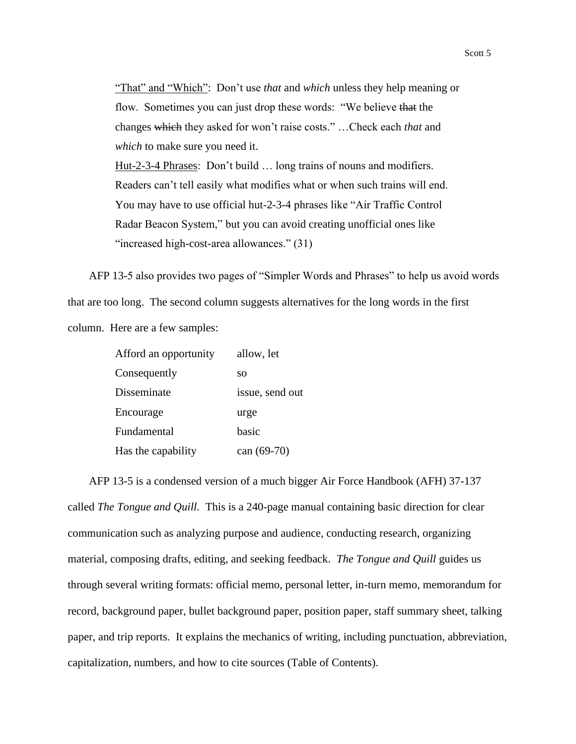> <u>"That" and "Which"</u>: Don't use *that* and *which* unless they help meaning or flow. Sometimes you can just drop these words: "We believe ~~that~~ the changes ~~which~~ they asked for won't raise costs." …Check each *that* and *which* to make sure you need it.
>
> <u>Hut-2-3-4 Phrases</u>: Don't build … long trains of nouns and modifiers. Readers can't tell easily what modifies what or when such trains will end. You may have to use official hut-2-3-4 phrases like "Air Traffic Control Radar Beacon System," but you can avoid creating unofficial ones like "increased high-cost-area allowances." (31)

AFP 13-5 also provides two pages of "Simpler Words and Phrases" to help us avoid words that are too long. The second column suggests alternatives for the long words in the first column. Here are a few samples:

| | |
|---|---|
| Afford an opportunity | allow, let |
| Consequently | so |
| Disseminate | issue, send out |
| Encourage | urge |
| Fundamental | basic |
| Has the capability | can (69-70) |

AFP 13-5 is a condensed version of a much bigger Air Force Handbook (AFH) 37-137 called *The Tongue and Quill.* This is a 240-page manual containing basic direction for clear communication such as analyzing purpose and audience, conducting research, organizing material, composing drafts, editing, and seeking feedback. *The Tongue and Quill* guides us through several writing formats: official memo, personal letter, in-turn memo, memorandum for record, background paper, bullet background paper, position paper, staff summary sheet, talking paper, and trip reports. It explains the mechanics of writing, including punctuation, abbreviation, capitalization, numbers, and how to cite sources (Table of Contents).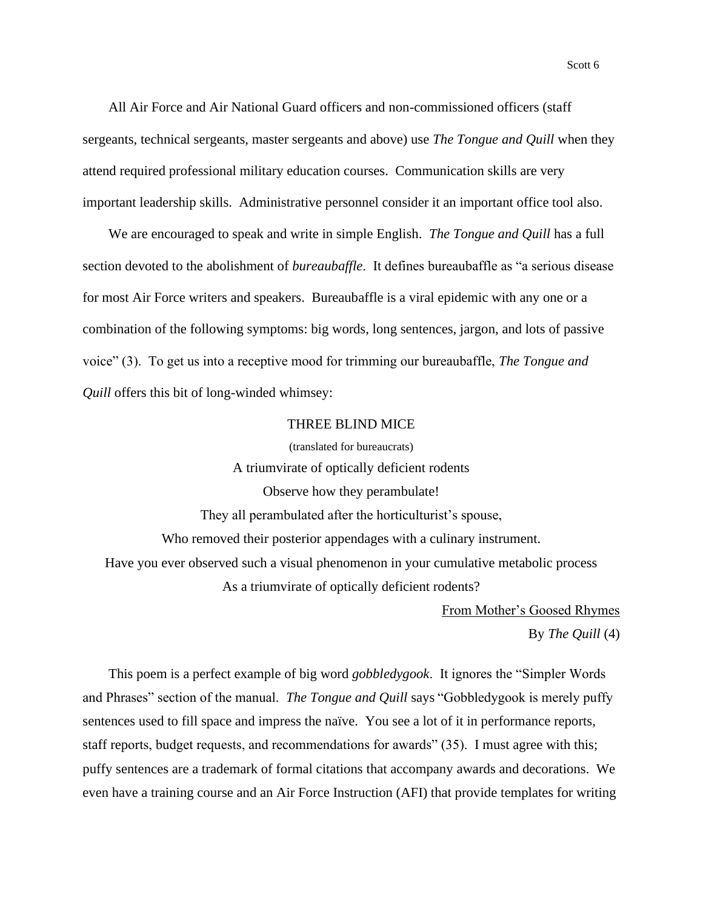All Air Force and Air National Guard officers and non-commissioned officers (staff sergeants, technical sergeants, master sergeants and above) use *The Tongue and Quill* when they attend required professional military education courses. Communication skills are very important leadership skills. Administrative personnel consider it an important office tool also.

We are encouraged to speak and write in simple English. *The Tongue and Quill* has a full section devoted to the abolishment of *bureaubaffle*. It defines bureaubaffle as "a serious disease for most Air Force writers and speakers. Bureaubaffle is a viral epidemic with any one or a combination of the following symptoms: big words, long sentences, jargon, and lots of passive voice" (3). To get us into a receptive mood for trimming our bureaubaffle, *The Tongue and Quill* offers this bit of long-winded whimsey:

THREE BLIND MICE

(translated for bureaucrats)

A triumvirate of optically deficient rodents
Observe how they perambulate!
They all perambulated after the horticulturist's spouse,
Who removed their posterior appendages with a culinary instrument.
Have you ever observed such a visual phenomenon in your cumulative metabolic process
As a triumvirate of optically deficient rodents?

<u>From Mother's Goosed Rhymes</u>
By *The Quill* (4)

This poem is a perfect example of big word *gobbledygook*. It ignores the "Simpler Words and Phrases" section of the manual. *The Tongue and Quill* says "Gobbledygook is merely puffy sentences used to fill space and impress the naïve. You see a lot of it in performance reports, staff reports, budget requests, and recommendations for awards" (35). I must agree with this; puffy sentences are a trademark of formal citations that accompany awards and decorations. We even have a training course and an Air Force Instruction (AFI) that provide templates for writing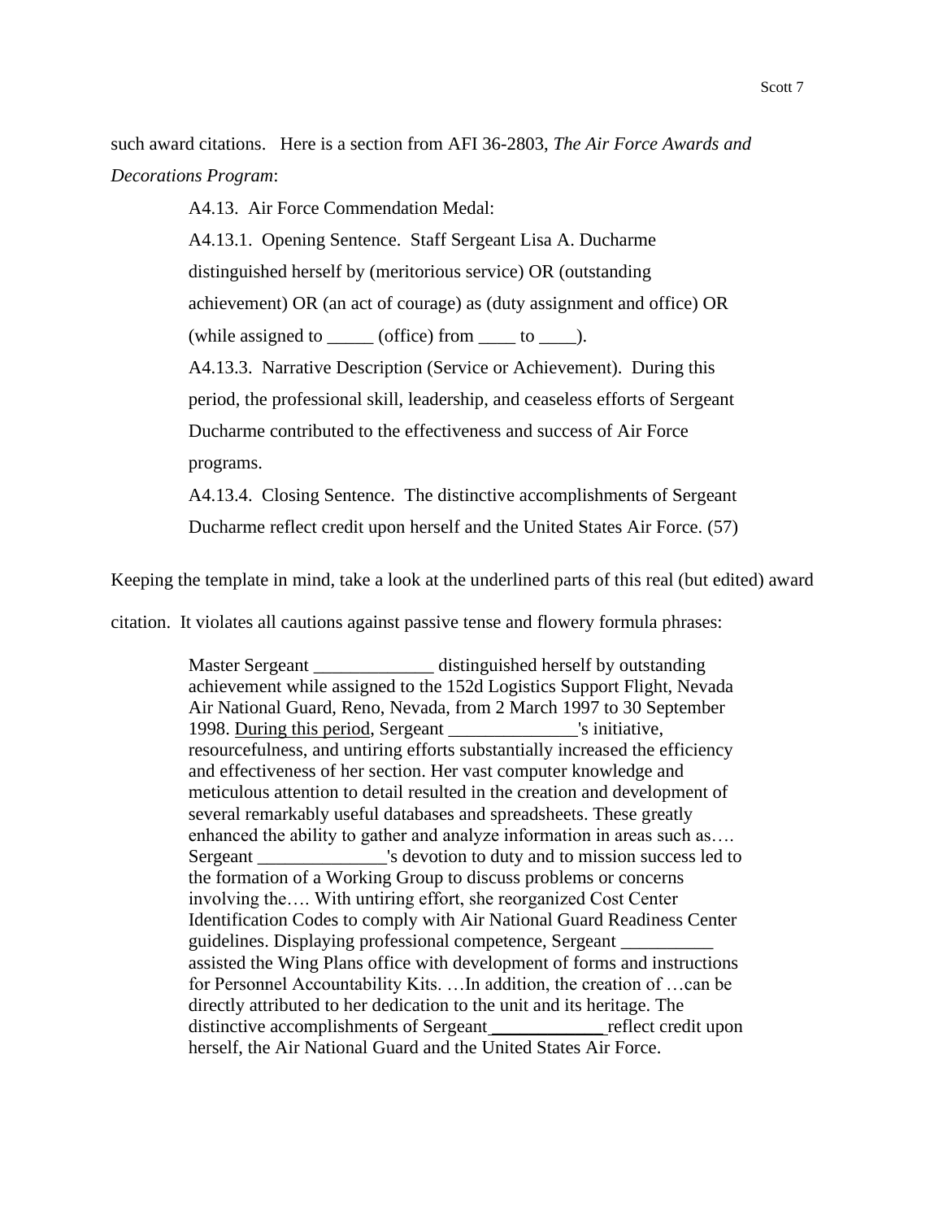such award citations. Here is a section from AFI 36-2803, *The Air Force Awards and Decorations Program*:

> A4.13. Air Force Commendation Medal:
>
> A4.13.1. Opening Sentence. Staff Sergeant Lisa A. Ducharme distinguished herself by (meritorious service) OR (outstanding achievement) OR (an act of courage) as (duty assignment and office) OR (while assigned to _____ (office) from ____ to ____).
>
> A4.13.3. Narrative Description (Service or Achievement). During this period, the professional skill, leadership, and ceaseless efforts of Sergeant Ducharme contributed to the effectiveness and success of Air Force programs.
>
> A4.13.4. Closing Sentence. The distinctive accomplishments of Sergeant Ducharme reflect credit upon herself and the United States Air Force. (57)

Keeping the template in mind, take a look at the underlined parts of this real (but edited) award citation. It violates all cautions against passive tense and flowery formula phrases:

> Master Sergeant _____________ distinguished herself by outstanding achievement while assigned to the 152d Logistics Support Flight, Nevada Air National Guard, Reno, Nevada, from 2 March 1997 to 30 September 1998. <u>During this period</u>, Sergeant ______________'s initiative, resourcefulness, and untiring efforts substantially increased the efficiency and effectiveness of her section. Her vast computer knowledge and meticulous attention to detail resulted in the creation and development of several remarkably useful databases and spreadsheets. These greatly enhanced the ability to gather and analyze information in areas such as…. Sergeant ______________'s devotion to duty and to mission success led to the formation of a Working Group to discuss problems or concerns involving the…. With untiring effort, she reorganized Cost Center Identification Codes to comply with Air National Guard Readiness Center guidelines. Displaying professional competence, Sergeant __________ assisted the Wing Plans office with development of forms and instructions for Personnel Accountability Kits. …In addition, the creation of …can be directly attributed to her dedication to the unit and its heritage. The distinctive accomplishments of Sergeant ____________ reflect credit upon herself, the Air National Guard and the United States Air Force.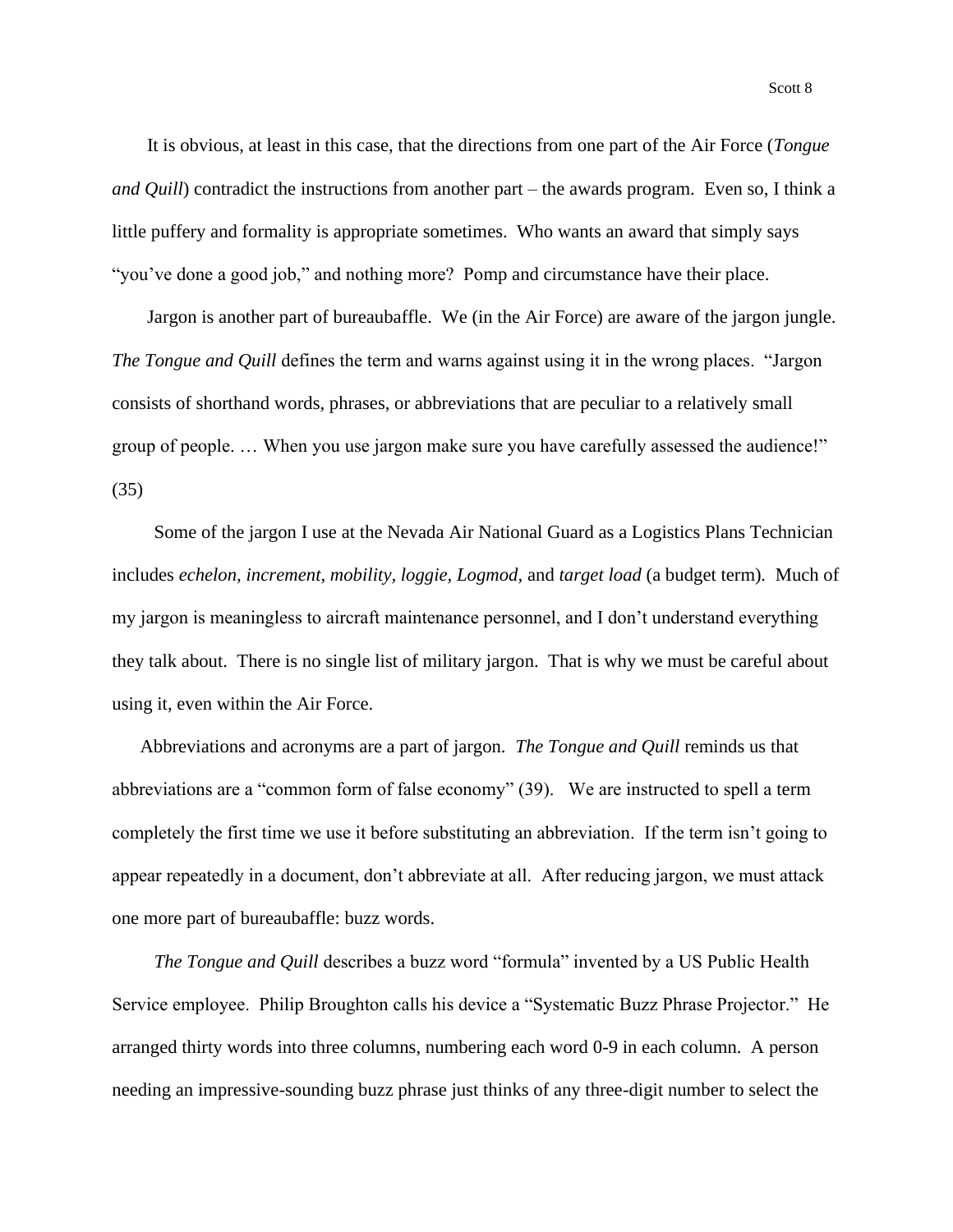It is obvious, at least in this case, that the directions from one part of the Air Force (*Tongue and Quill*) contradict the instructions from another part – the awards program. Even so, I think a little puffery and formality is appropriate sometimes. Who wants an award that simply says "you've done a good job," and nothing more? Pomp and circumstance have their place.

Jargon is another part of bureaubaffle. We (in the Air Force) are aware of the jargon jungle. *The Tongue and Quill* defines the term and warns against using it in the wrong places. "Jargon consists of shorthand words, phrases, or abbreviations that are peculiar to a relatively small group of people. … When you use jargon make sure you have carefully assessed the audience!" (35)

Some of the jargon I use at the Nevada Air National Guard as a Logistics Plans Technician includes *echelon, increment, mobility, loggie, Logmod,* and *target load* (a budget term). Much of my jargon is meaningless to aircraft maintenance personnel, and I don't understand everything they talk about. There is no single list of military jargon. That is why we must be careful about using it, even within the Air Force.

Abbreviations and acronyms are a part of jargon. *The Tongue and Quill* reminds us that abbreviations are a "common form of false economy" (39). We are instructed to spell a term completely the first time we use it before substituting an abbreviation. If the term isn't going to appear repeatedly in a document, don't abbreviate at all. After reducing jargon, we must attack one more part of bureaubaffle: buzz words.

*The Tongue and Quill* describes a buzz word "formula" invented by a US Public Health Service employee. Philip Broughton calls his device a "Systematic Buzz Phrase Projector." He arranged thirty words into three columns, numbering each word 0-9 in each column. A person needing an impressive-sounding buzz phrase just thinks of any three-digit number to select the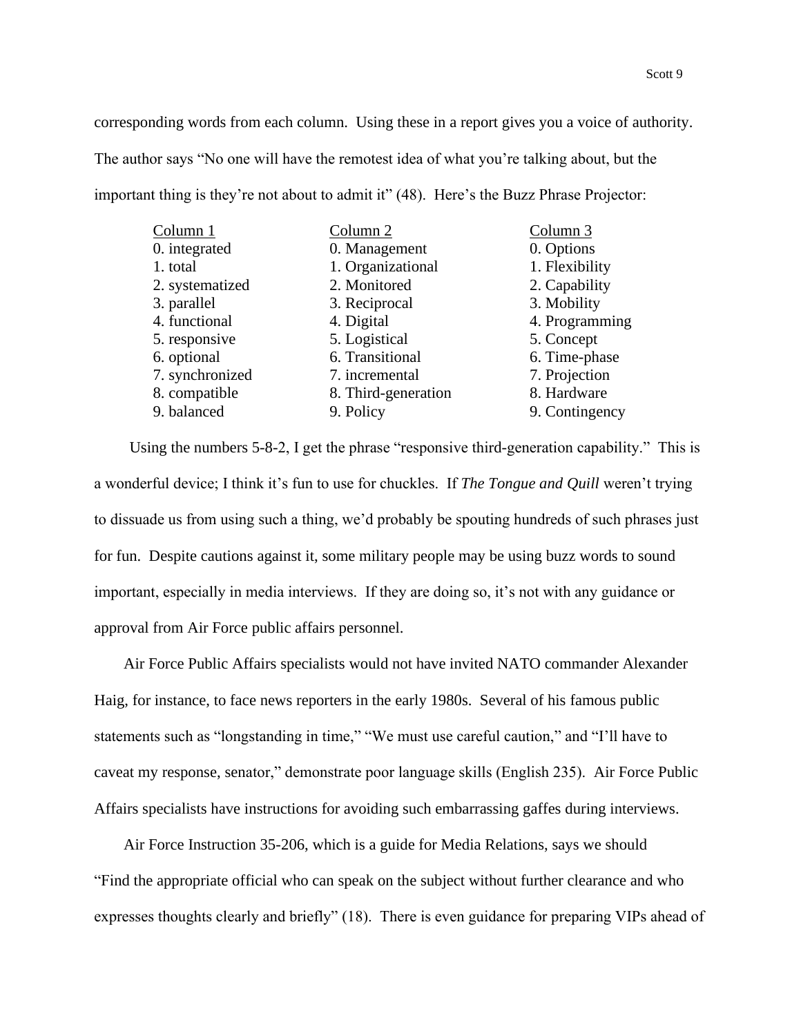corresponding words from each column. Using these in a report gives you a voice of authority. The author says "No one will have the remotest idea of what you're talking about, but the important thing is they're not about to admit it" (48). Here's the Buzz Phrase Projector:

| Column 1 | Column 2 | Column 3 |
| --- | --- | --- |
| 0. integrated | 0. Management | 0. Options |
| 1. total | 1. Organizational | 1. Flexibility |
| 2. systematized | 2. Monitored | 2. Capability |
| 3. parallel | 3. Reciprocal | 3. Mobility |
| 4. functional | 4. Digital | 4. Programming |
| 5. responsive | 5. Logistical | 5. Concept |
| 6. optional | 6. Transitional | 6. Time-phase |
| 7. synchronized | 7. incremental | 7. Projection |
| 8. compatible | 8. Third-generation | 8. Hardware |
| 9. balanced | 9. Policy | 9. Contingency |

Using the numbers 5-8-2, I get the phrase "responsive third-generation capability." This is a wonderful device; I think it's fun to use for chuckles. If *The Tongue and Quill* weren't trying to dissuade us from using such a thing, we'd probably be spouting hundreds of such phrases just for fun. Despite cautions against it, some military people may be using buzz words to sound important, especially in media interviews. If they are doing so, it's not with any guidance or approval from Air Force public affairs personnel.

Air Force Public Affairs specialists would not have invited NATO commander Alexander Haig, for instance, to face news reporters in the early 1980s. Several of his famous public statements such as "longstanding in time," "We must use careful caution," and "I'll have to caveat my response, senator," demonstrate poor language skills (English 235). Air Force Public Affairs specialists have instructions for avoiding such embarrassing gaffes during interviews.

Air Force Instruction 35-206, which is a guide for Media Relations, says we should "Find the appropriate official who can speak on the subject without further clearance and who expresses thoughts clearly and briefly" (18). There is even guidance for preparing VIPs ahead of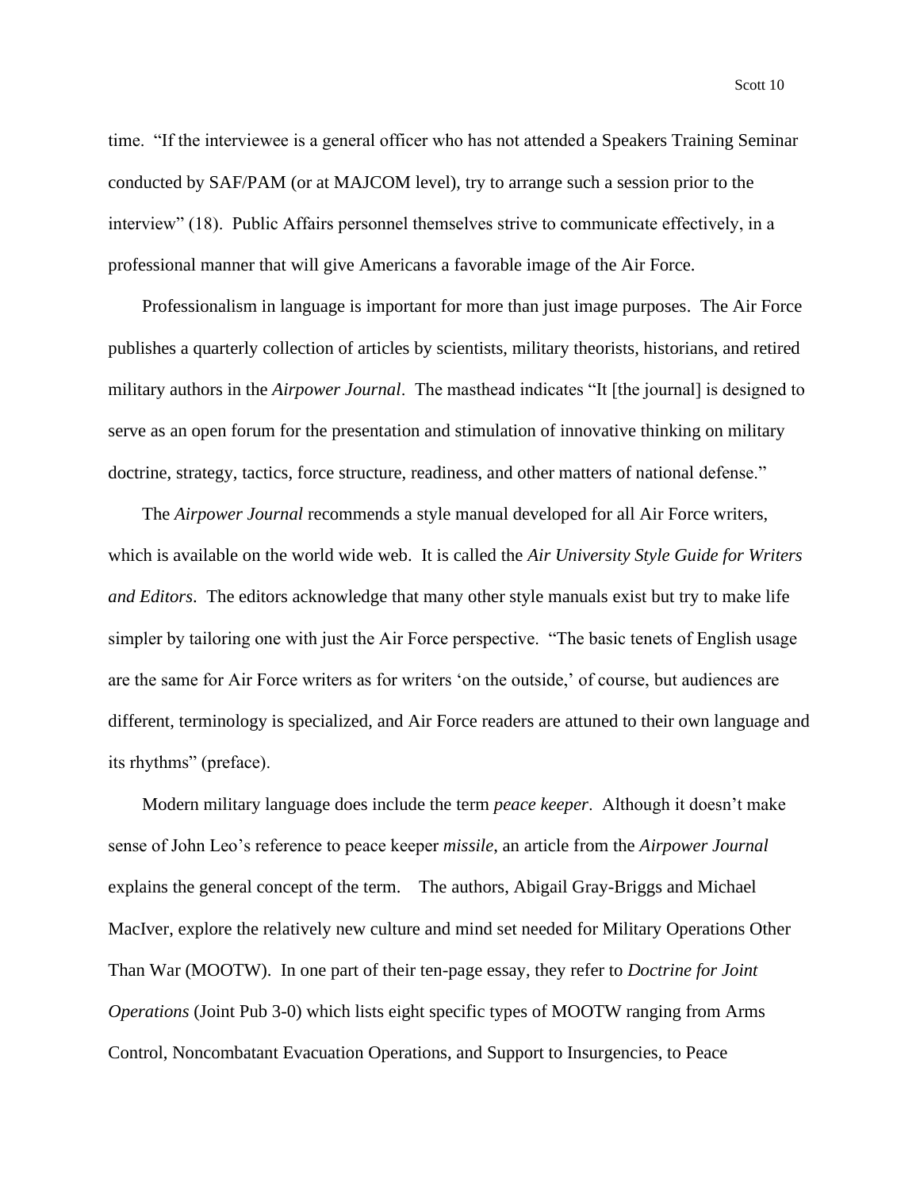time. “If the interviewee is a general officer who has not attended a Speakers Training Seminar conducted by SAF/PAM (or at MAJCOM level), try to arrange such a session prior to the interview” (18). Public Affairs personnel themselves strive to communicate effectively, in a professional manner that will give Americans a favorable image of the Air Force.

Professionalism in language is important for more than just image purposes. The Air Force publishes a quarterly collection of articles by scientists, military theorists, historians, and retired military authors in the *Airpower Journal*. The masthead indicates “It [the journal] is designed to serve as an open forum for the presentation and stimulation of innovative thinking on military doctrine, strategy, tactics, force structure, readiness, and other matters of national defense.”

The *Airpower Journal* recommends a style manual developed for all Air Force writers, which is available on the world wide web. It is called the *Air University Style Guide for Writers and Editors*. The editors acknowledge that many other style manuals exist but try to make life simpler by tailoring one with just the Air Force perspective. “The basic tenets of English usage are the same for Air Force writers as for writers ‘on the outside,’ of course, but audiences are different, terminology is specialized, and Air Force readers are attuned to their own language and its rhythms” (preface).

Modern military language does include the term *peace keeper*. Although it doesn’t make sense of John Leo’s reference to peace keeper *missile*, an article from the *Airpower Journal* explains the general concept of the term. The authors, Abigail Gray-Briggs and Michael MacIver, explore the relatively new culture and mind set needed for Military Operations Other Than War (MOOTW). In one part of their ten-page essay, they refer to *Doctrine for Joint Operations* (Joint Pub 3-0) which lists eight specific types of MOOTW ranging from Arms Control, Noncombatant Evacuation Operations, and Support to Insurgencies, to Peace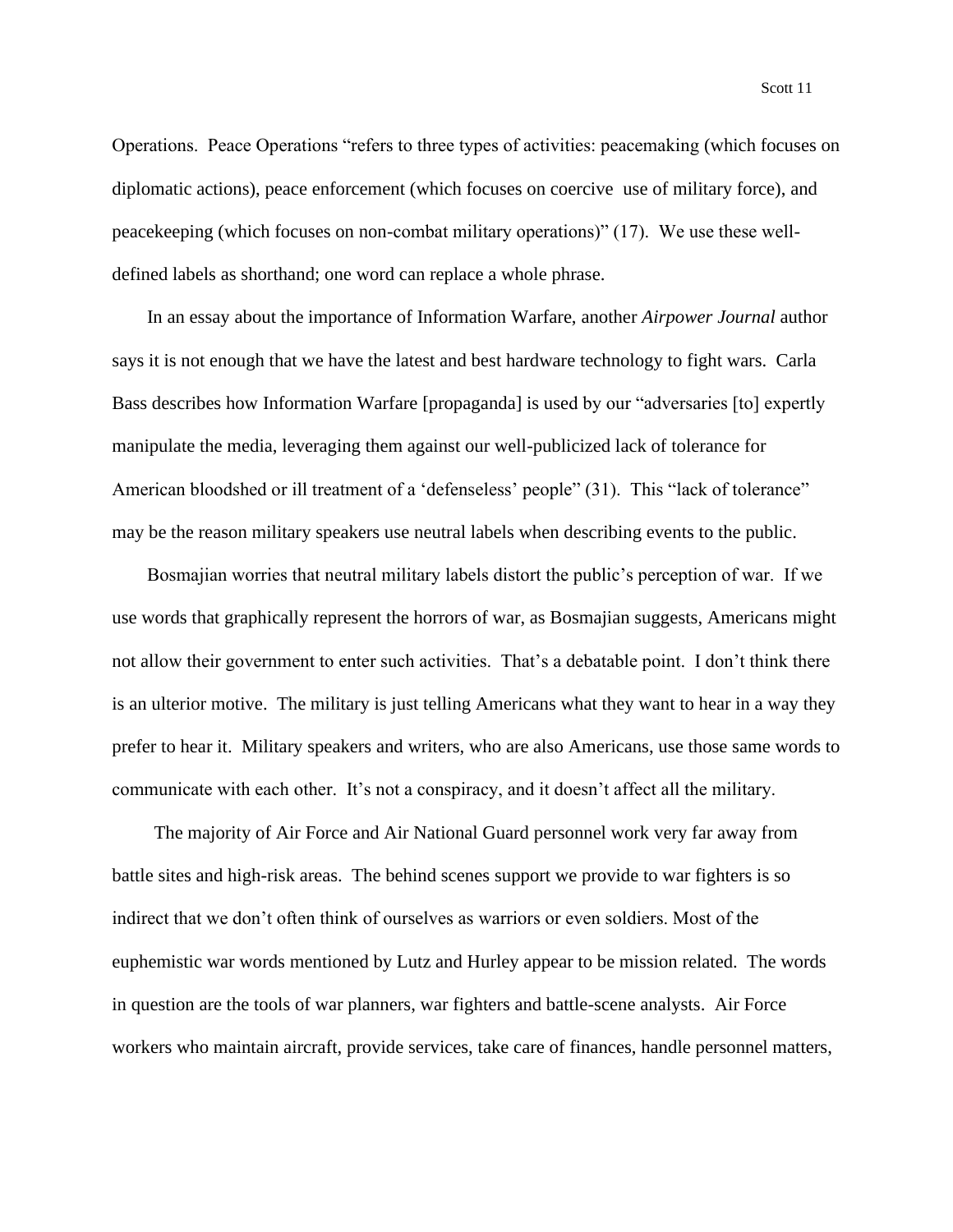Operations. Peace Operations "refers to three types of activities: peacemaking (which focuses on diplomatic actions), peace enforcement (which focuses on coercive use of military force), and peacekeeping (which focuses on non-combat military operations)" (17). We use these well-defined labels as shorthand; one word can replace a whole phrase.

In an essay about the importance of Information Warfare, another *Airpower Journal* author says it is not enough that we have the latest and best hardware technology to fight wars. Carla Bass describes how Information Warfare [propaganda] is used by our "adversaries [to] expertly manipulate the media, leveraging them against our well-publicized lack of tolerance for American bloodshed or ill treatment of a 'defenseless' people" (31). This "lack of tolerance" may be the reason military speakers use neutral labels when describing events to the public.

Bosmajian worries that neutral military labels distort the public's perception of war. If we use words that graphically represent the horrors of war, as Bosmajian suggests, Americans might not allow their government to enter such activities. That's a debatable point. I don't think there is an ulterior motive. The military is just telling Americans what they want to hear in a way they prefer to hear it. Military speakers and writers, who are also Americans, use those same words to communicate with each other. It's not a conspiracy, and it doesn't affect all the military.

The majority of Air Force and Air National Guard personnel work very far away from battle sites and high-risk areas. The behind scenes support we provide to war fighters is so indirect that we don't often think of ourselves as warriors or even soldiers. Most of the euphemistic war words mentioned by Lutz and Hurley appear to be mission related. The words in question are the tools of war planners, war fighters and battle-scene analysts. Air Force workers who maintain aircraft, provide services, take care of finances, handle personnel matters,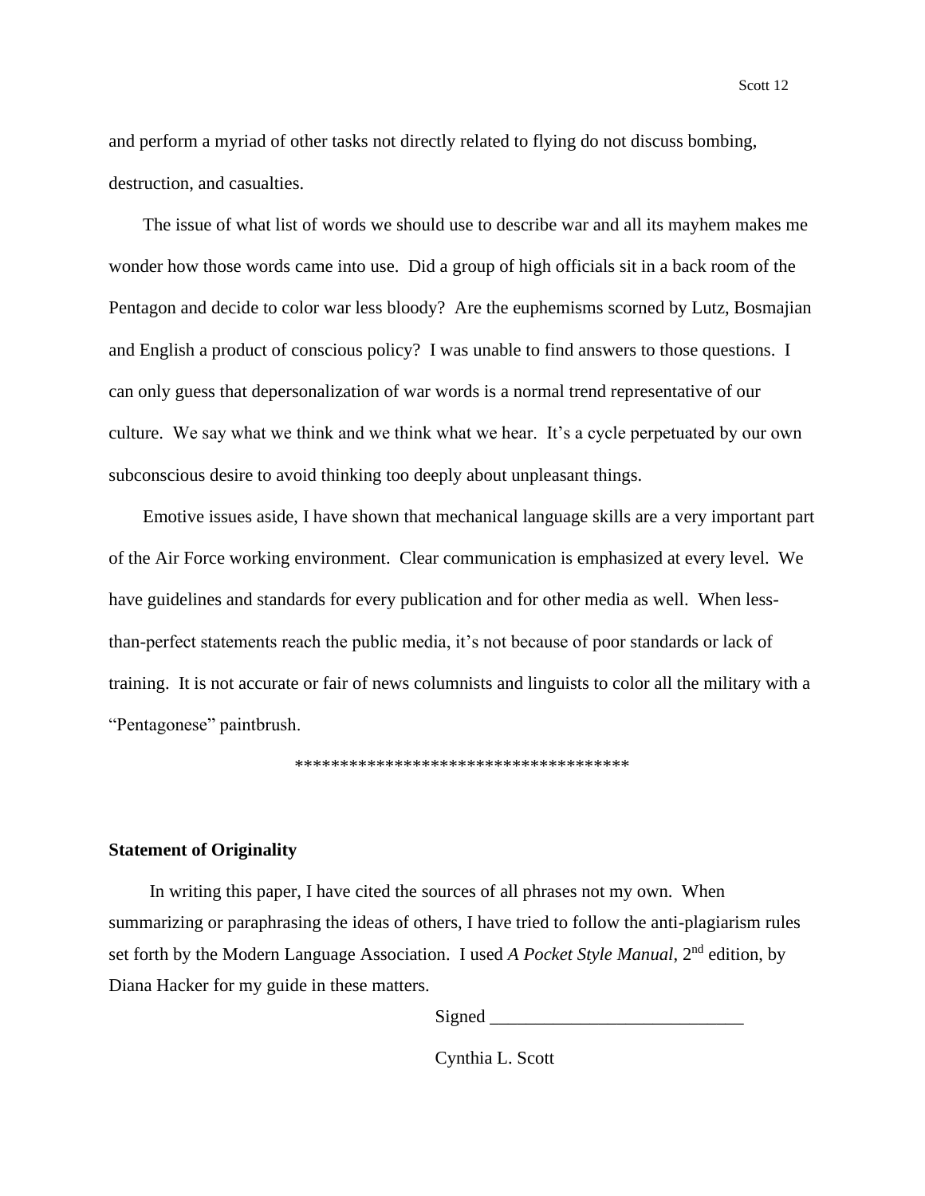and perform a myriad of other tasks not directly related to flying do not discuss bombing, destruction, and casualties.

The issue of what list of words we should use to describe war and all its mayhem makes me wonder how those words came into use. Did a group of high officials sit in a back room of the Pentagon and decide to color war less bloody? Are the euphemisms scorned by Lutz, Bosmajian and English a product of conscious policy? I was unable to find answers to those questions. I can only guess that depersonalization of war words is a normal trend representative of our culture. We say what we think and we think what we hear. It's a cycle perpetuated by our own subconscious desire to avoid thinking too deeply about unpleasant things.

Emotive issues aside, I have shown that mechanical language skills are a very important part of the Air Force working environment. Clear communication is emphasized at every level. We have guidelines and standards for every publication and for other media as well. When less-than-perfect statements reach the public media, it's not because of poor standards or lack of training. It is not accurate or fair of news columnists and linguists to color all the military with a "Pentagonese" paintbrush.

************************************

**Statement of Originality**

In writing this paper, I have cited the sources of all phrases not my own. When summarizing or paraphrasing the ideas of others, I have tried to follow the anti-plagiarism rules set forth by the Modern Language Association. I used *A Pocket Style Manual*, 2nd edition, by Diana Hacker for my guide in these matters.

Signed ___________________________

Cynthia L. Scott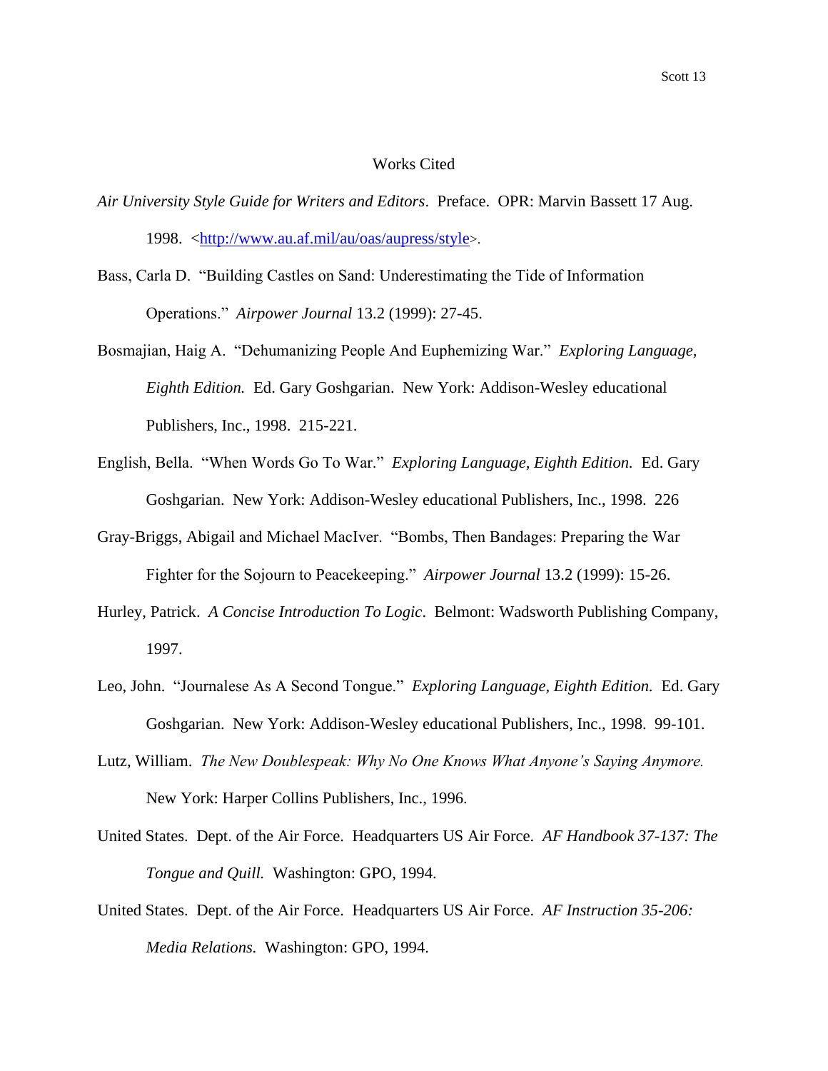# Works Cited

*Air University Style Guide for Writers and Editors*. Preface. OPR: Marvin Bassett 17 Aug. 1998. <http://www.au.af.mil/au/oas/aupress/style>.

Bass, Carla D. "Building Castles on Sand: Underestimating the Tide of Information Operations." *Airpower Journal* 13.2 (1999): 27-45.

Bosmajian, Haig A. "Dehumanizing People And Euphemizing War." *Exploring Language, Eighth Edition.* Ed. Gary Goshgarian. New York: Addison-Wesley educational Publishers, Inc., 1998. 215-221.

English, Bella. "When Words Go To War." *Exploring Language, Eighth Edition.* Ed. Gary Goshgarian. New York: Addison-Wesley educational Publishers, Inc., 1998. 226

Gray-Briggs, Abigail and Michael MacIver. "Bombs, Then Bandages: Preparing the War Fighter for the Sojourn to Peacekeeping." *Airpower Journal* 13.2 (1999): 15-26.

Hurley, Patrick. *A Concise Introduction To Logic*. Belmont: Wadsworth Publishing Company, 1997.

Leo, John. "Journalese As A Second Tongue." *Exploring Language, Eighth Edition.* Ed. Gary Goshgarian. New York: Addison-Wesley educational Publishers, Inc., 1998. 99-101.

Lutz, William. *The New Doublespeak: Why No One Knows What Anyone's Saying Anymore.* New York: Harper Collins Publishers, Inc., 1996.

United States. Dept. of the Air Force. Headquarters US Air Force. *AF Handbook 37-137: The Tongue and Quill.* Washington: GPO, 1994.

United States. Dept. of the Air Force. Headquarters US Air Force. *AF Instruction 35-206: Media Relations.* Washington: GPO, 1994.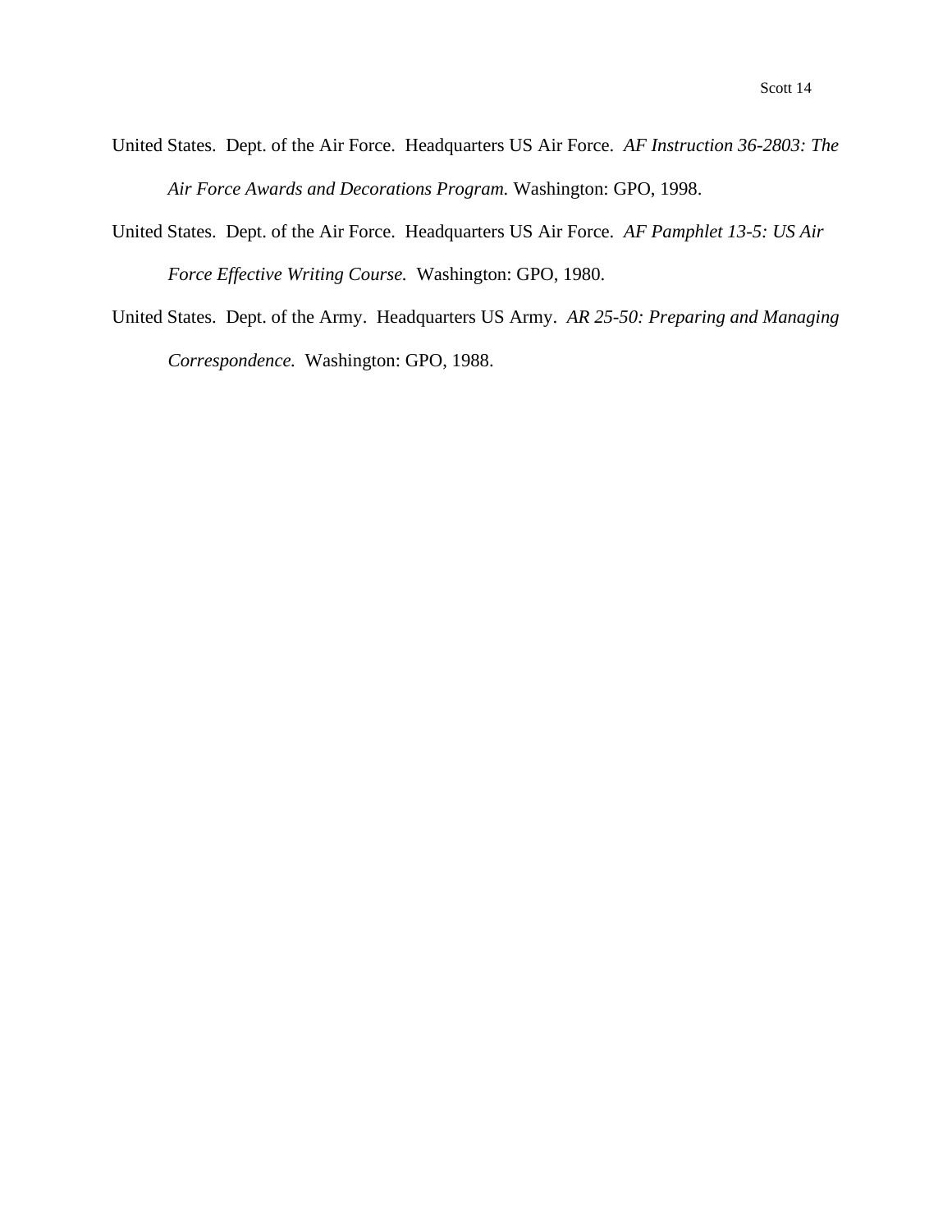United States. Dept. of the Air Force. Headquarters US Air Force. *AF Instruction 36-2803: The Air Force Awards and Decorations Program.* Washington: GPO, 1998.

United States. Dept. of the Air Force. Headquarters US Air Force. *AF Pamphlet 13-5: US Air Force Effective Writing Course.* Washington: GPO, 1980.

United States. Dept. of the Army. Headquarters US Army. *AR 25-50: Preparing and Managing Correspondence.* Washington: GPO, 1988.